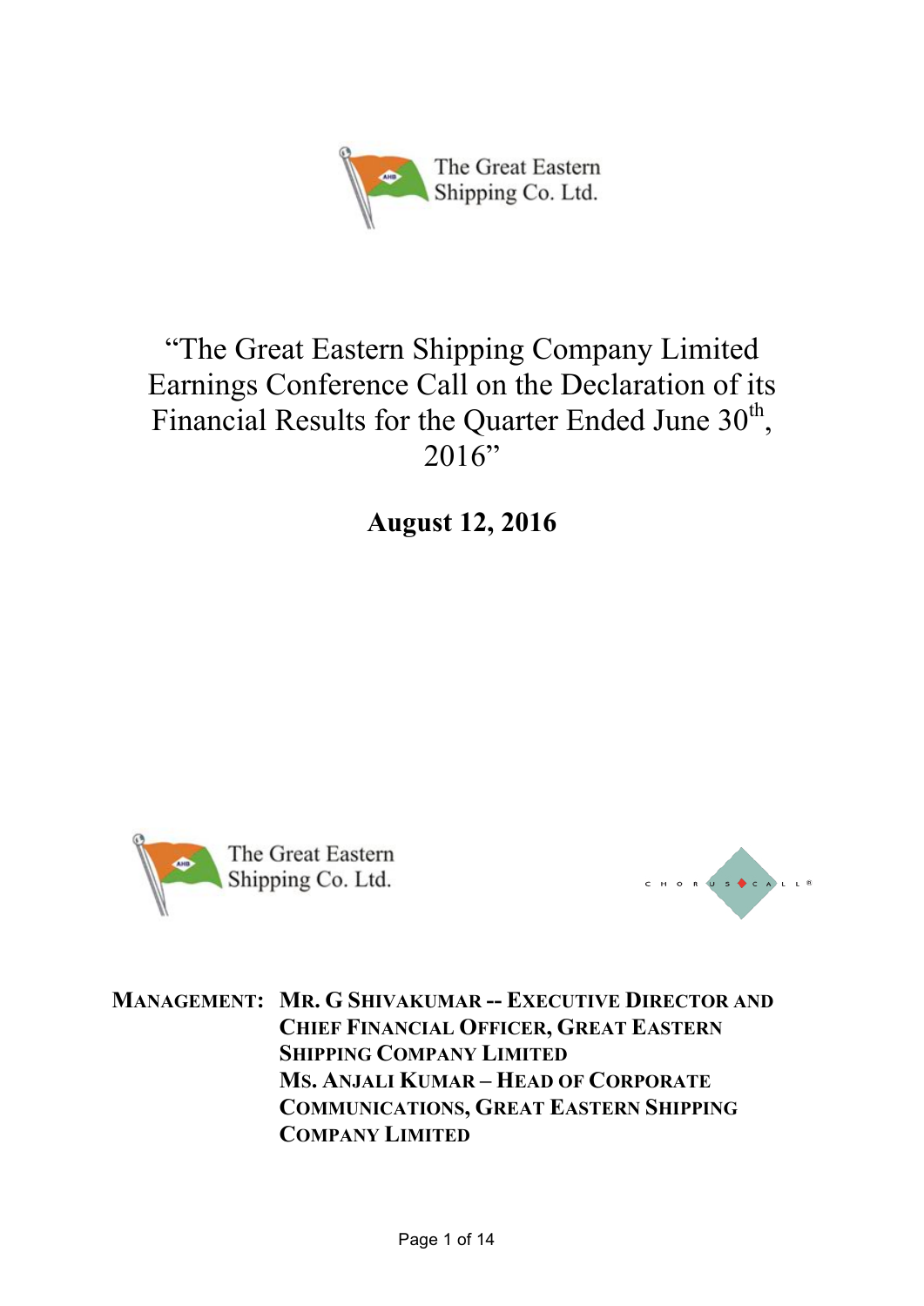The Great Eastern Shipping Co. Ltd.

# "The Great Eastern Shipping Company Limited Earnings Conference Call on the Declaration of its Financial Results for the Quarter Ended June 30th, 2016"

**August 12, 2016**

The Great Eastern Shipping Co. Ltd.

CHORUS CALL®

**MANAGEMENT:** **MR. G SHIVAKUMAR -- EXECUTIVE DIRECTOR AND CHIEF FINANCIAL OFFICER, GREAT EASTERN SHIPPING COMPANY LIMITED**
**MS. ANJALI KUMAR – HEAD OF CORPORATE COMMUNICATIONS, GREAT EASTERN SHIPPING COMPANY LIMITED**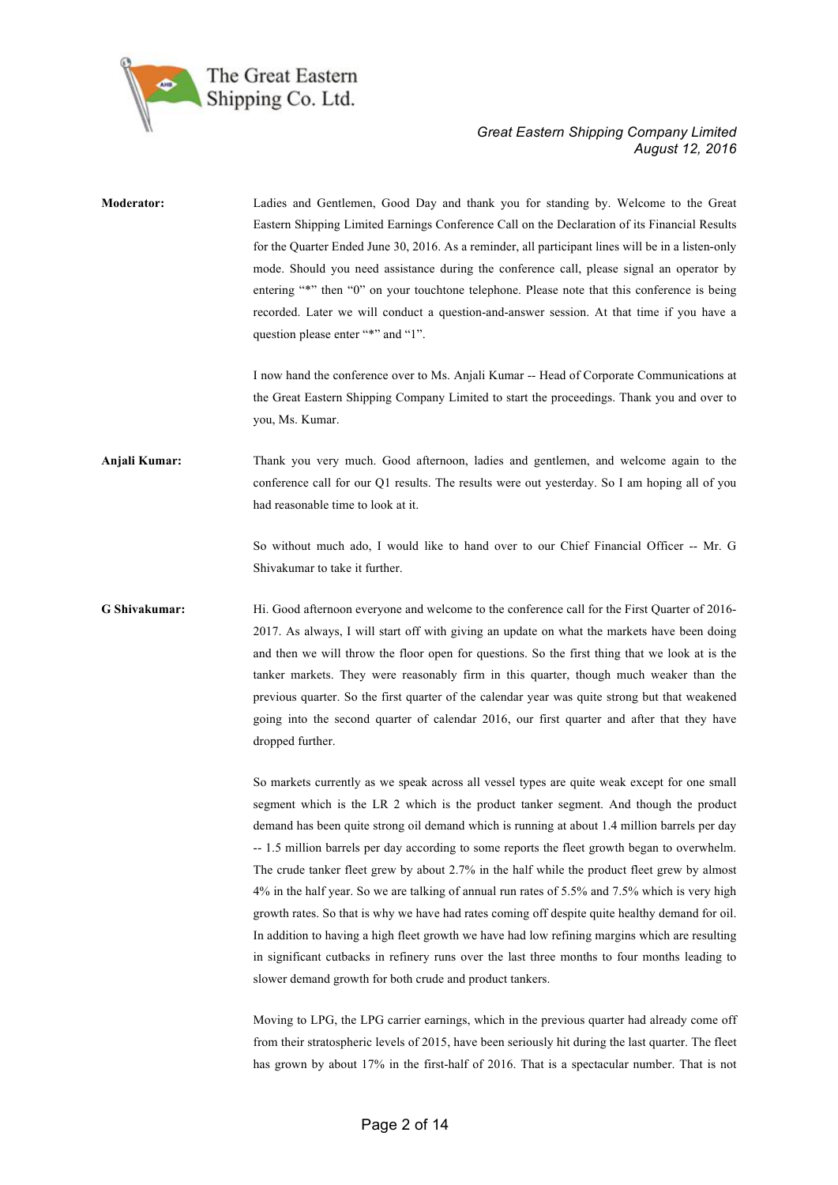**Moderator:** Ladies and Gentlemen, Good Day and thank you for standing by. Welcome to the Great Eastern Shipping Limited Earnings Conference Call on the Declaration of its Financial Results for the Quarter Ended June 30, 2016. As a reminder, all participant lines will be in a listen-only mode. Should you need assistance during the conference call, please signal an operator by entering "*" then "0" on your touchtone telephone. Please note that this conference is being recorded. Later we will conduct a question-and-answer session. At that time if you have a question please enter "*" and "1".

I now hand the conference over to Ms. Anjali Kumar -- Head of Corporate Communications at the Great Eastern Shipping Company Limited to start the proceedings. Thank you and over to you, Ms. Kumar.

**Anjali Kumar:** Thank you very much. Good afternoon, ladies and gentlemen, and welcome again to the conference call for our Q1 results. The results were out yesterday. So I am hoping all of you had reasonable time to look at it.

So without much ado, I would like to hand over to our Chief Financial Officer -- Mr. G Shivakumar to take it further.

**G Shivakumar:** Hi. Good afternoon everyone and welcome to the conference call for the First Quarter of 2016-2017. As always, I will start off with giving an update on what the markets have been doing and then we will throw the floor open for questions. So the first thing that we look at is the tanker markets. They were reasonably firm in this quarter, though much weaker than the previous quarter. So the first quarter of the calendar year was quite strong but that weakened going into the second quarter of calendar 2016, our first quarter and after that they have dropped further.

So markets currently as we speak across all vessel types are quite weak except for one small segment which is the LR 2 which is the product tanker segment. And though the product demand has been quite strong oil demand which is running at about 1.4 million barrels per day -- 1.5 million barrels per day according to some reports the fleet growth began to overwhelm. The crude tanker fleet grew by about 2.7% in the half while the product fleet grew by almost 4% in the half year. So we are talking of annual run rates of 5.5% and 7.5% which is very high growth rates. So that is why we have had rates coming off despite quite healthy demand for oil. In addition to having a high fleet growth we have had low refining margins which are resulting in significant cutbacks in refinery runs over the last three months to four months leading to slower demand growth for both crude and product tankers.

Moving to LPG, the LPG carrier earnings, which in the previous quarter had already come off from their stratospheric levels of 2015, have been seriously hit during the last quarter. The fleet has grown by about 17% in the first-half of 2016. That is a spectacular number. That is not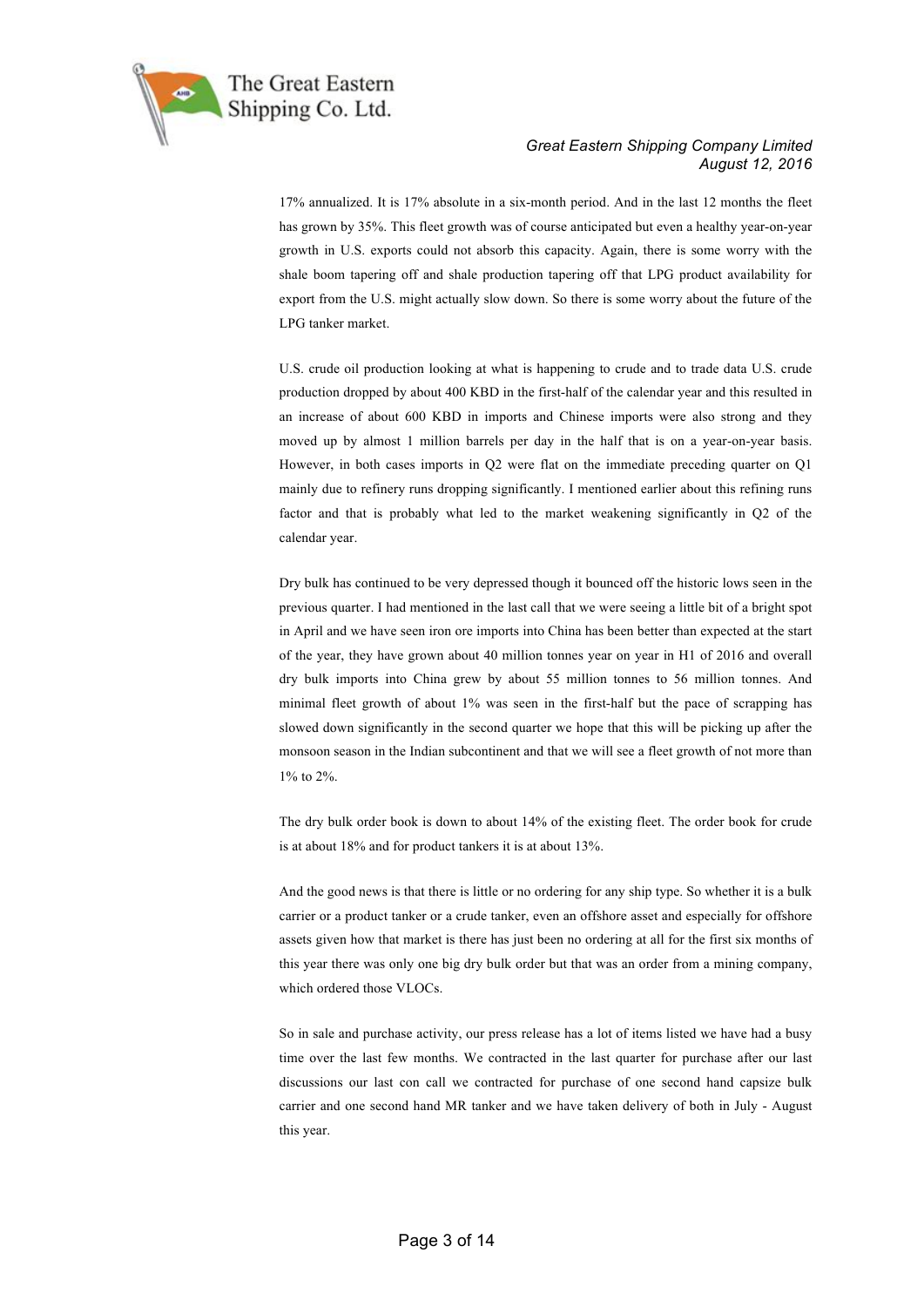17% annualized. It is 17% absolute in a six-month period. And in the last 12 months the fleet has grown by 35%. This fleet growth was of course anticipated but even a healthy year-on-year growth in U.S. exports could not absorb this capacity. Again, there is some worry with the shale boom tapering off and shale production tapering off that LPG product availability for export from the U.S. might actually slow down. So there is some worry about the future of the LPG tanker market.

U.S. crude oil production looking at what is happening to crude and to trade data U.S. crude production dropped by about 400 KBD in the first-half of the calendar year and this resulted in an increase of about 600 KBD in imports and Chinese imports were also strong and they moved up by almost 1 million barrels per day in the half that is on a year-on-year basis. However, in both cases imports in Q2 were flat on the immediate preceding quarter on Q1 mainly due to refinery runs dropping significantly. I mentioned earlier about this refining runs factor and that is probably what led to the market weakening significantly in Q2 of the calendar year.

Dry bulk has continued to be very depressed though it bounced off the historic lows seen in the previous quarter. I had mentioned in the last call that we were seeing a little bit of a bright spot in April and we have seen iron ore imports into China has been better than expected at the start of the year, they have grown about 40 million tonnes year on year in H1 of 2016 and overall dry bulk imports into China grew by about 55 million tonnes to 56 million tonnes. And minimal fleet growth of about 1% was seen in the first-half but the pace of scrapping has slowed down significantly in the second quarter we hope that this will be picking up after the monsoon season in the Indian subcontinent and that we will see a fleet growth of not more than 1% to 2%.

The dry bulk order book is down to about 14% of the existing fleet. The order book for crude is at about 18% and for product tankers it is at about 13%.

And the good news is that there is little or no ordering for any ship type. So whether it is a bulk carrier or a product tanker or a crude tanker, even an offshore asset and especially for offshore assets given how that market is there has just been no ordering at all for the first six months of this year there was only one big dry bulk order but that was an order from a mining company, which ordered those VLOCs.

So in sale and purchase activity, our press release has a lot of items listed we have had a busy time over the last few months. We contracted in the last quarter for purchase after our last discussions our last con call we contracted for purchase of one second hand capsize bulk carrier and one second hand MR tanker and we have taken delivery of both in July - August this year.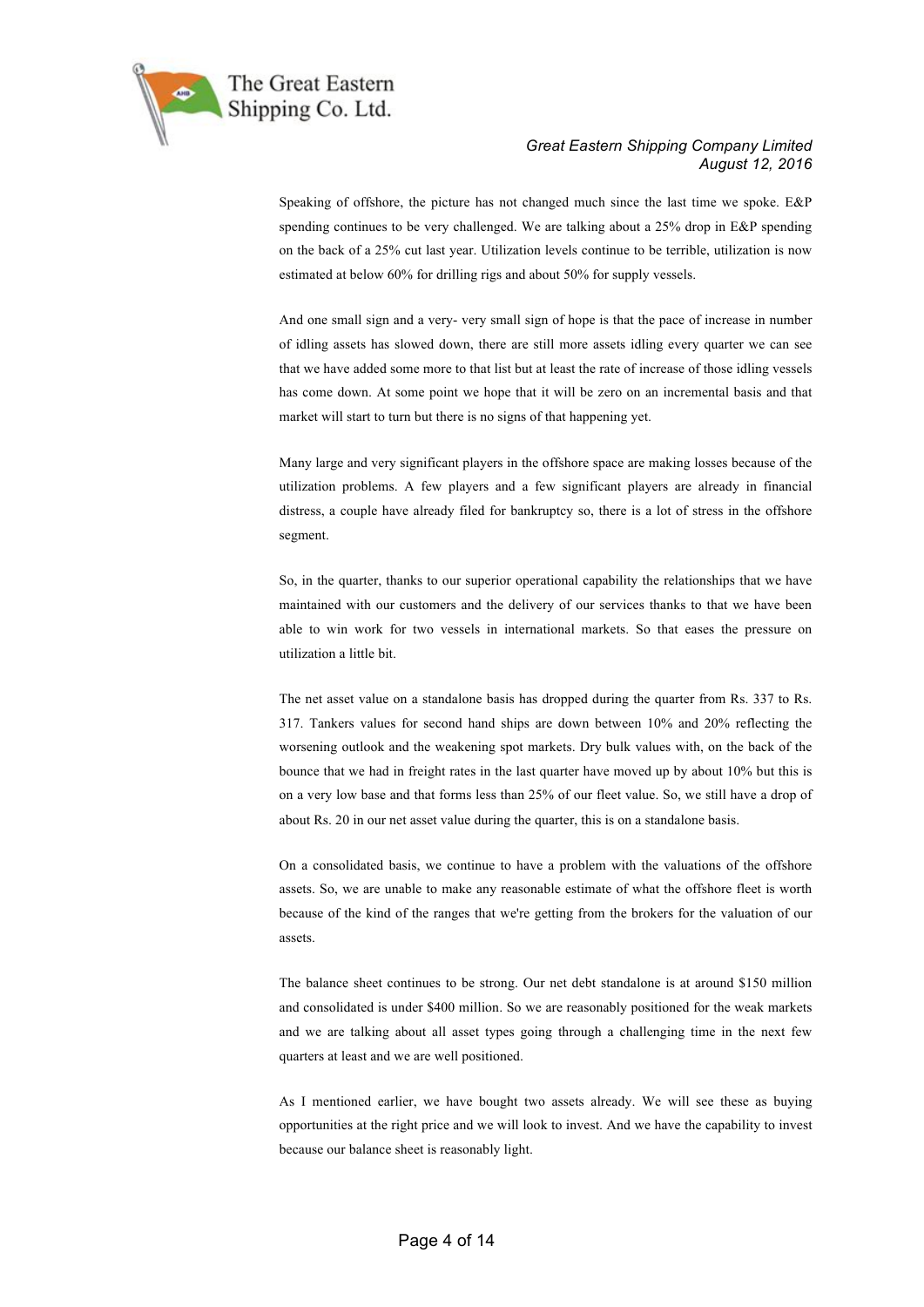Speaking of offshore, the picture has not changed much since the last time we spoke. E&P spending continues to be very challenged. We are talking about a 25% drop in E&P spending on the back of a 25% cut last year. Utilization levels continue to be terrible, utilization is now estimated at below 60% for drilling rigs and about 50% for supply vessels.

And one small sign and a very- very small sign of hope is that the pace of increase in number of idling assets has slowed down, there are still more assets idling every quarter we can see that we have added some more to that list but at least the rate of increase of those idling vessels has come down. At some point we hope that it will be zero on an incremental basis and that market will start to turn but there is no signs of that happening yet.

Many large and very significant players in the offshore space are making losses because of the utilization problems. A few players and a few significant players are already in financial distress, a couple have already filed for bankruptcy so, there is a lot of stress in the offshore segment.

So, in the quarter, thanks to our superior operational capability the relationships that we have maintained with our customers and the delivery of our services thanks to that we have been able to win work for two vessels in international markets. So that eases the pressure on utilization a little bit.

The net asset value on a standalone basis has dropped during the quarter from Rs. 337 to Rs. 317. Tankers values for second hand ships are down between 10% and 20% reflecting the worsening outlook and the weakening spot markets. Dry bulk values with, on the back of the bounce that we had in freight rates in the last quarter have moved up by about 10% but this is on a very low base and that forms less than 25% of our fleet value. So, we still have a drop of about Rs. 20 in our net asset value during the quarter, this is on a standalone basis.

On a consolidated basis, we continue to have a problem with the valuations of the offshore assets. So, we are unable to make any reasonable estimate of what the offshore fleet is worth because of the kind of the ranges that we're getting from the brokers for the valuation of our assets.

The balance sheet continues to be strong. Our net debt standalone is at around $150 million and consolidated is under $400 million. So we are reasonably positioned for the weak markets and we are talking about all asset types going through a challenging time in the next few quarters at least and we are well positioned.

As I mentioned earlier, we have bought two assets already. We will see these as buying opportunities at the right price and we will look to invest. And we have the capability to invest because our balance sheet is reasonably light.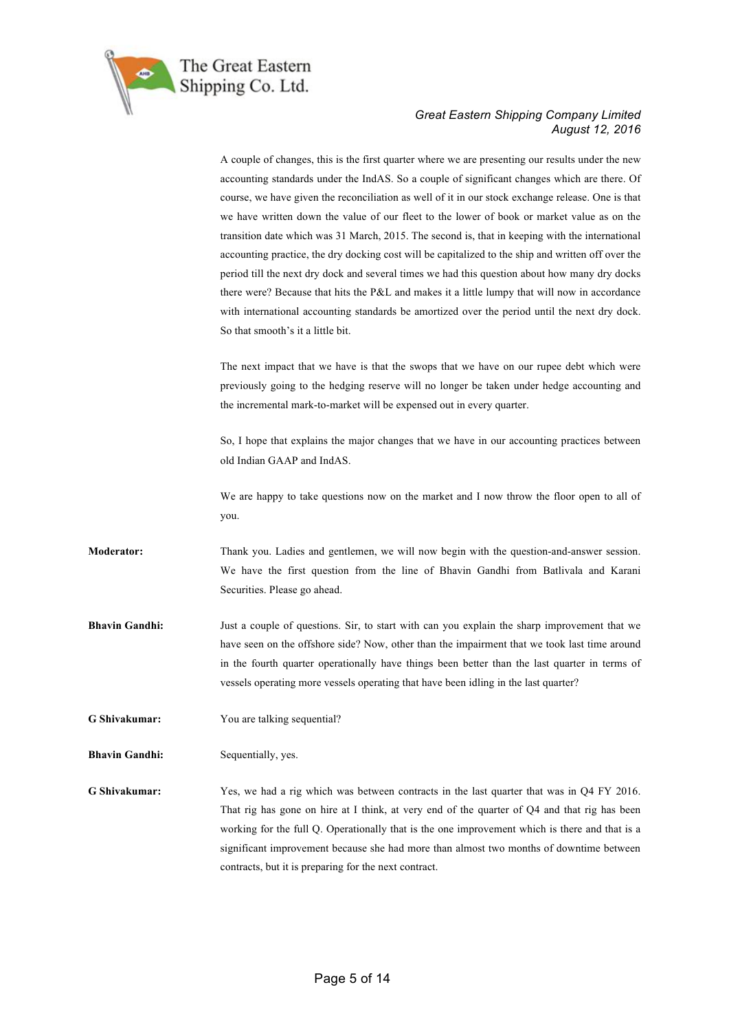A couple of changes, this is the first quarter where we are presenting our results under the new accounting standards under the IndAS. So a couple of significant changes which are there. Of course, we have given the reconciliation as well of it in our stock exchange release. One is that we have written down the value of our fleet to the lower of book or market value as on the transition date which was 31 March, 2015. The second is, that in keeping with the international accounting practice, the dry docking cost will be capitalized to the ship and written off over the period till the next dry dock and several times we had this question about how many dry docks there were? Because that hits the P&L and makes it a little lumpy that will now in accordance with international accounting standards be amortized over the period until the next dry dock. So that smooth's it a little bit.

The next impact that we have is that the swops that we have on our rupee debt which were previously going to the hedging reserve will no longer be taken under hedge accounting and the incremental mark-to-market will be expensed out in every quarter.

So, I hope that explains the major changes that we have in our accounting practices between old Indian GAAP and IndAS.

We are happy to take questions now on the market and I now throw the floor open to all of you.

**Moderator:** Thank you. Ladies and gentlemen, we will now begin with the question-and-answer session. We have the first question from the line of Bhavin Gandhi from Batlivala and Karani Securities. Please go ahead.

**Bhavin Gandhi:** Just a couple of questions. Sir, to start with can you explain the sharp improvement that we have seen on the offshore side? Now, other than the impairment that we took last time around in the fourth quarter operationally have things been better than the last quarter in terms of vessels operating more vessels operating that have been idling in the last quarter?

**G Shivakumar:** You are talking sequential?

**Bhavin Gandhi:** Sequentially, yes.

**G Shivakumar:** Yes, we had a rig which was between contracts in the last quarter that was in Q4 FY 2016. That rig has gone on hire at I think, at very end of the quarter of Q4 and that rig has been working for the full Q. Operationally that is the one improvement which is there and that is a significant improvement because she had more than almost two months of downtime between contracts, but it is preparing for the next contract.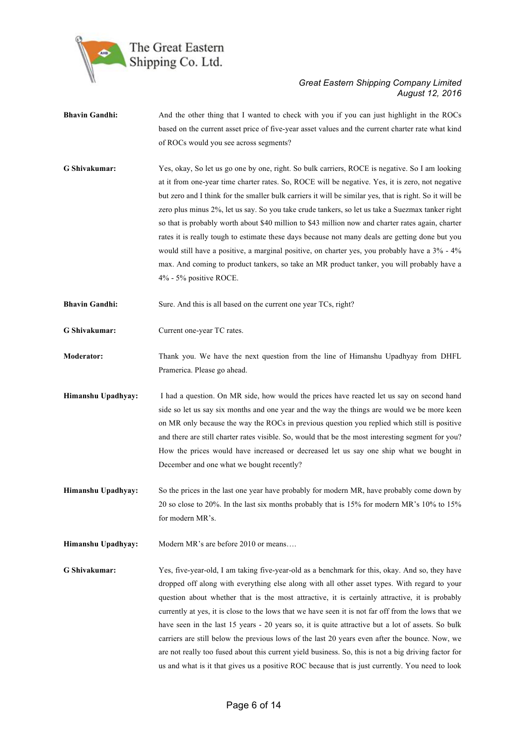**Bhavin Gandhi:** And the other thing that I wanted to check with you if you can just highlight in the ROCs based on the current asset price of five-year asset values and the current charter rate what kind of ROCs would you see across segments?

**G Shivakumar:** Yes, okay, So let us go one by one, right. So bulk carriers, ROCE is negative. So I am looking at it from one-year time charter rates. So, ROCE will be negative. Yes, it is zero, not negative but zero and I think for the smaller bulk carriers it will be similar yes, that is right. So it will be zero plus minus 2%, let us say. So you take crude tankers, so let us take a Suezmax tanker right so that is probably worth about $40 million to $43 million now and charter rates again, charter rates it is really tough to estimate these days because not many deals are getting done but you would still have a positive, a marginal positive, on charter yes, you probably have a 3% - 4% max. And coming to product tankers, so take an MR product tanker, you will probably have a 4% - 5% positive ROCE.

**Bhavin Gandhi:** Sure. And this is all based on the current one year TCs, right?

**G Shivakumar:** Current one-year TC rates.

**Moderator:** Thank you. We have the next question from the line of Himanshu Upadhyay from DHFL Pramerica. Please go ahead.

**Himanshu Upadhyay:** I had a question. On MR side, how would the prices have reacted let us say on second hand side so let us say six months and one year and the way the things are would we be more keen on MR only because the way the ROCs in previous question you replied which still is positive and there are still charter rates visible. So, would that be the most interesting segment for you? How the prices would have increased or decreased let us say one ship what we bought in December and one what we bought recently?

**Himanshu Upadhyay:** So the prices in the last one year have probably for modern MR, have probably come down by 20 so close to 20%. In the last six months probably that is 15% for modern MR's 10% to 15% for modern MR's.

**Himanshu Upadhyay:** Modern MR's are before 2010 or means….

**G Shivakumar:** Yes, five-year-old, I am taking five-year-old as a benchmark for this, okay. And so, they have dropped off along with everything else along with all other asset types. With regard to your question about whether that is the most attractive, it is certainly attractive, it is probably currently at yes, it is close to the lows that we have seen it is not far off from the lows that we have seen in the last 15 years - 20 years so, it is quite attractive but a lot of assets. So bulk carriers are still below the previous lows of the last 20 years even after the bounce. Now, we are not really too fused about this current yield business. So, this is not a big driving factor for us and what is it that gives us a positive ROC because that is just currently. You need to look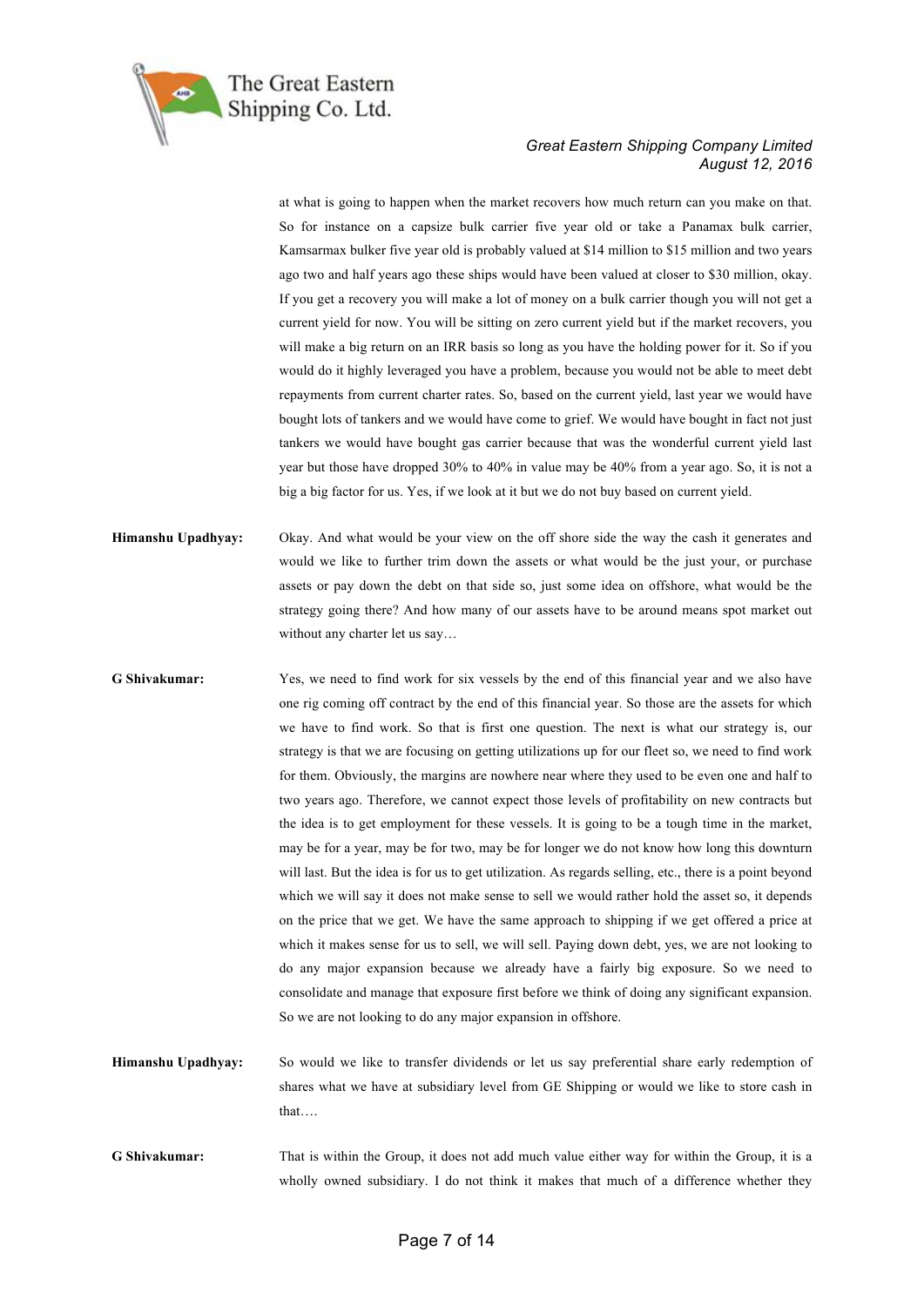at what is going to happen when the market recovers how much return can you make on that. So for instance on a capsize bulk carrier five year old or take a Panamax bulk carrier, Kamsarmax bulker five year old is probably valued at $14 million to $15 million and two years ago two and half years ago these ships would have been valued at closer to $30 million, okay. If you get a recovery you will make a lot of money on a bulk carrier though you will not get a current yield for now. You will be sitting on zero current yield but if the market recovers, you will make a big return on an IRR basis so long as you have the holding power for it. So if you would do it highly leveraged you have a problem, because you would not be able to meet debt repayments from current charter rates. So, based on the current yield, last year we would have bought lots of tankers and we would have come to grief. We would have bought in fact not just tankers we would have bought gas carrier because that was the wonderful current yield last year but those have dropped 30% to 40% in value may be 40% from a year ago. So, it is not a big a big factor for us. Yes, if we look at it but we do not buy based on current yield.

**Himanshu Upadhyay:** Okay. And what would be your view on the off shore side the way the cash it generates and would we like to further trim down the assets or what would be the just your, or purchase assets or pay down the debt on that side so, just some idea on offshore, what would be the strategy going there? And how many of our assets have to be around means spot market out without any charter let us say…

**G Shivakumar:** Yes, we need to find work for six vessels by the end of this financial year and we also have one rig coming off contract by the end of this financial year. So those are the assets for which we have to find work. So that is first one question. The next is what our strategy is, our strategy is that we are focusing on getting utilizations up for our fleet so, we need to find work for them. Obviously, the margins are nowhere near where they used to be even one and half to two years ago. Therefore, we cannot expect those levels of profitability on new contracts but the idea is to get employment for these vessels. It is going to be a tough time in the market, may be for a year, may be for two, may be for longer we do not know how long this downturn will last. But the idea is for us to get utilization. As regards selling, etc., there is a point beyond which we will say it does not make sense to sell we would rather hold the asset so, it depends on the price that we get. We have the same approach to shipping if we get offered a price at which it makes sense for us to sell, we will sell. Paying down debt, yes, we are not looking to do any major expansion because we already have a fairly big exposure. So we need to consolidate and manage that exposure first before we think of doing any significant expansion. So we are not looking to do any major expansion in offshore.

**Himanshu Upadhyay:** So would we like to transfer dividends or let us say preferential share early redemption of shares what we have at subsidiary level from GE Shipping or would we like to store cash in that….

**G Shivakumar:** That is within the Group, it does not add much value either way for within the Group, it is a wholly owned subsidiary. I do not think it makes that much of a difference whether they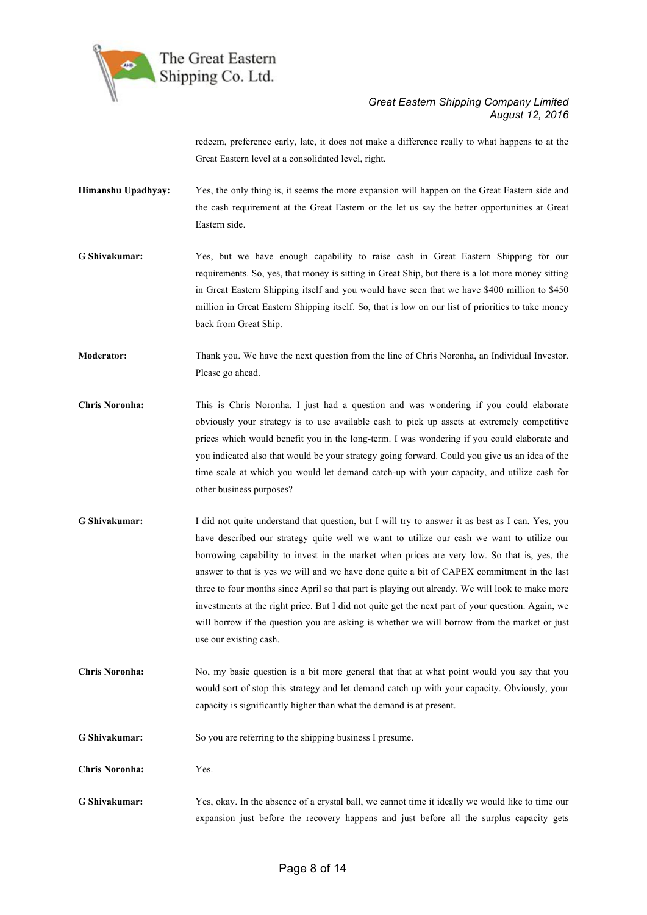redeem, preference early, late, it does not make a difference really to what happens to at the Great Eastern level at a consolidated level, right.

**Himanshu Upadhyay:** Yes, the only thing is, it seems the more expansion will happen on the Great Eastern side and the cash requirement at the Great Eastern or the let us say the better opportunities at Great Eastern side.

**G Shivakumar:** Yes, but we have enough capability to raise cash in Great Eastern Shipping for our requirements. So, yes, that money is sitting in Great Ship, but there is a lot more money sitting in Great Eastern Shipping itself and you would have seen that we have $400 million to $450 million in Great Eastern Shipping itself. So, that is low on our list of priorities to take money back from Great Ship.

**Moderator:** Thank you. We have the next question from the line of Chris Noronha, an Individual Investor. Please go ahead.

**Chris Noronha:** This is Chris Noronha. I just had a question and was wondering if you could elaborate obviously your strategy is to use available cash to pick up assets at extremely competitive prices which would benefit you in the long-term. I was wondering if you could elaborate and you indicated also that would be your strategy going forward. Could you give us an idea of the time scale at which you would let demand catch-up with your capacity, and utilize cash for other business purposes?

**G Shivakumar:** I did not quite understand that question, but I will try to answer it as best as I can. Yes, you have described our strategy quite well we want to utilize our cash we want to utilize our borrowing capability to invest in the market when prices are very low. So that is, yes, the answer to that is yes we will and we have done quite a bit of CAPEX commitment in the last three to four months since April so that part is playing out already. We will look to make more investments at the right price. But I did not quite get the next part of your question. Again, we will borrow if the question you are asking is whether we will borrow from the market or just use our existing cash.

**Chris Noronha:** No, my basic question is a bit more general that that at what point would you say that you would sort of stop this strategy and let demand catch up with your capacity. Obviously, your capacity is significantly higher than what the demand is at present.

**G Shivakumar:** So you are referring to the shipping business I presume.

**Chris Noronha:** Yes.

**G Shivakumar:** Yes, okay. In the absence of a crystal ball, we cannot time it ideally we would like to time our expansion just before the recovery happens and just before all the surplus capacity gets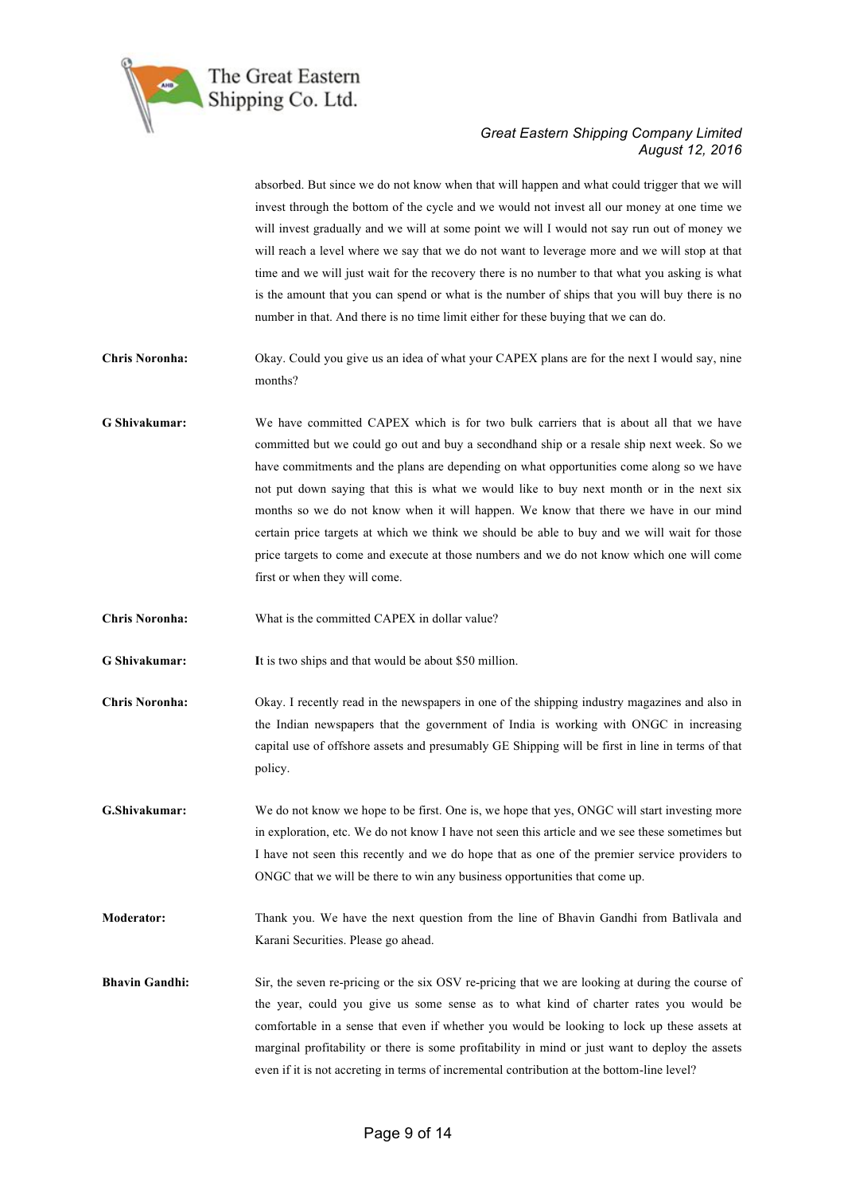absorbed. But since we do not know when that will happen and what could trigger that we will invest through the bottom of the cycle and we would not invest all our money at one time we will invest gradually and we will at some point we will I would not say run out of money we will reach a level where we say that we do not want to leverage more and we will stop at that time and we will just wait for the recovery there is no number to that what you asking is what is the amount that you can spend or what is the number of ships that you will buy there is no number in that. And there is no time limit either for these buying that we can do.

**Chris Noronha:** Okay. Could you give us an idea of what your CAPEX plans are for the next I would say, nine months?

**G Shivakumar:** We have committed CAPEX which is for two bulk carriers that is about all that we have committed but we could go out and buy a secondhand ship or a resale ship next week. So we have commitments and the plans are depending on what opportunities come along so we have not put down saying that this is what we would like to buy next month or in the next six months so we do not know when it will happen. We know that there we have in our mind certain price targets at which we think we should be able to buy and we will wait for those price targets to come and execute at those numbers and we do not know which one will come first or when they will come.

**Chris Noronha:** What is the committed CAPEX in dollar value?

**G Shivakumar:** It is two ships and that would be about $50 million.

**Chris Noronha:** Okay. I recently read in the newspapers in one of the shipping industry magazines and also in the Indian newspapers that the government of India is working with ONGC in increasing capital use of offshore assets and presumably GE Shipping will be first in line in terms of that policy.

**G.Shivakumar:** We do not know we hope to be first. One is, we hope that yes, ONGC will start investing more in exploration, etc. We do not know I have not seen this article and we see these sometimes but I have not seen this recently and we do hope that as one of the premier service providers to ONGC that we will be there to win any business opportunities that come up.

**Moderator:** Thank you. We have the next question from the line of Bhavin Gandhi from Batlivala and Karani Securities. Please go ahead.

**Bhavin Gandhi:** Sir, the seven re-pricing or the six OSV re-pricing that we are looking at during the course of the year, could you give us some sense as to what kind of charter rates you would be comfortable in a sense that even if whether you would be looking to lock up these assets at marginal profitability or there is some profitability in mind or just want to deploy the assets even if it is not accreting in terms of incremental contribution at the bottom-line level?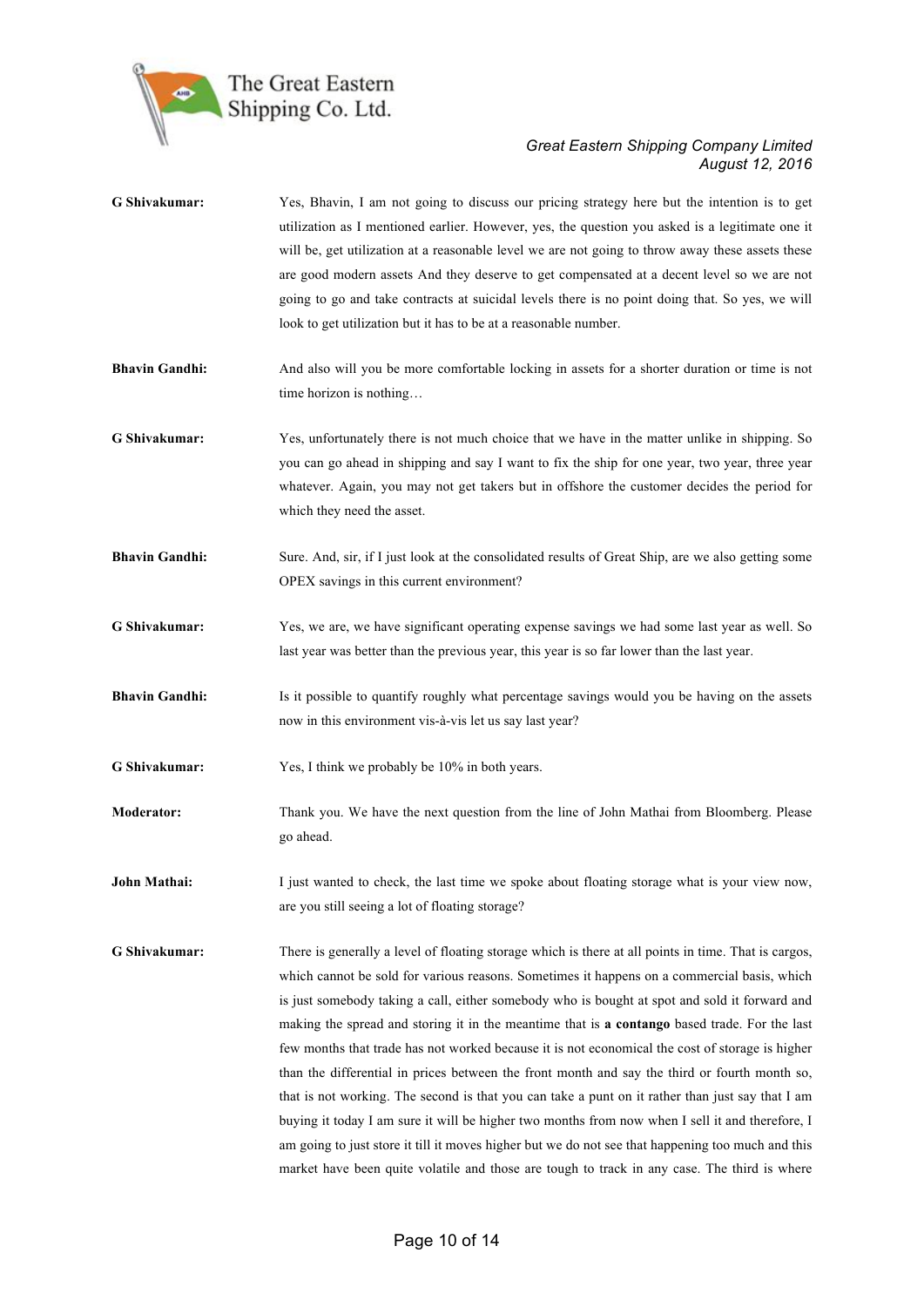**G Shivakumar:** Yes, Bhavin, I am not going to discuss our pricing strategy here but the intention is to get utilization as I mentioned earlier. However, yes, the question you asked is a legitimate one it will be, get utilization at a reasonable level we are not going to throw away these assets these are good modern assets And they deserve to get compensated at a decent level so we are not going to go and take contracts at suicidal levels there is no point doing that. So yes, we will look to get utilization but it has to be at a reasonable number.

**Bhavin Gandhi:** And also will you be more comfortable locking in assets for a shorter duration or time is not time horizon is nothing…

**G Shivakumar:** Yes, unfortunately there is not much choice that we have in the matter unlike in shipping. So you can go ahead in shipping and say I want to fix the ship for one year, two year, three year whatever. Again, you may not get takers but in offshore the customer decides the period for which they need the asset.

**Bhavin Gandhi:** Sure. And, sir, if I just look at the consolidated results of Great Ship, are we also getting some OPEX savings in this current environment?

**G Shivakumar:** Yes, we are, we have significant operating expense savings we had some last year as well. So last year was better than the previous year, this year is so far lower than the last year.

**Bhavin Gandhi:** Is it possible to quantify roughly what percentage savings would you be having on the assets now in this environment vis-à-vis let us say last year?

**G Shivakumar:** Yes, I think we probably be 10% in both years.

**Moderator:** Thank you. We have the next question from the line of John Mathai from Bloomberg. Please go ahead.

**John Mathai:** I just wanted to check, the last time we spoke about floating storage what is your view now, are you still seeing a lot of floating storage?

**G Shivakumar:** There is generally a level of floating storage which is there at all points in time. That is cargos, which cannot be sold for various reasons. Sometimes it happens on a commercial basis, which is just somebody taking a call, either somebody who is bought at spot and sold it forward and making the spread and storing it in the meantime that is **a contango** based trade. For the last few months that trade has not worked because it is not economical the cost of storage is higher than the differential in prices between the front month and say the third or fourth month so, that is not working. The second is that you can take a punt on it rather than just say that I am buying it today I am sure it will be higher two months from now when I sell it and therefore, I am going to just store it till it moves higher but we do not see that happening too much and this market have been quite volatile and those are tough to track in any case. The third is where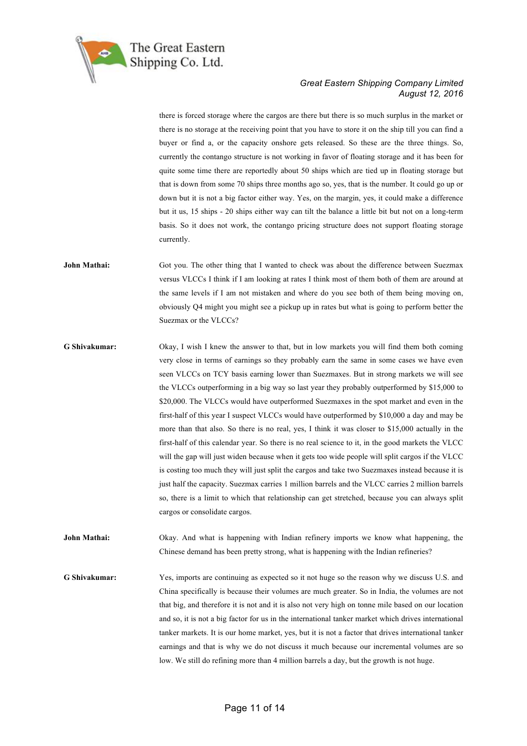there is forced storage where the cargos are there but there is so much surplus in the market or there is no storage at the receiving point that you have to store it on the ship till you can find a buyer or find a, or the capacity onshore gets released. So these are the three things. So, currently the contango structure is not working in favor of floating storage and it has been for quite some time there are reportedly about 50 ships which are tied up in floating storage but that is down from some 70 ships three months ago so, yes, that is the number. It could go up or down but it is not a big factor either way. Yes, on the margin, yes, it could make a difference but it us, 15 ships - 20 ships either way can tilt the balance a little bit but not on a long-term basis. So it does not work, the contango pricing structure does not support floating storage currently.

**John Mathai:** Got you. The other thing that I wanted to check was about the difference between Suezmax versus VLCCs I think if I am looking at rates I think most of them both of them are around at the same levels if I am not mistaken and where do you see both of them being moving on, obviously Q4 might you might see a pickup up in rates but what is going to perform better the Suezmax or the VLCCs?

**G Shivakumar:** Okay, I wish I knew the answer to that, but in low markets you will find them both coming very close in terms of earnings so they probably earn the same in some cases we have even seen VLCCs on TCY basis earning lower than Suezmaxes. But in strong markets we will see the VLCCs outperforming in a big way so last year they probably outperformed by $15,000 to $20,000. The VLCCs would have outperformed Suezmaxes in the spot market and even in the first-half of this year I suspect VLCCs would have outperformed by $10,000 a day and may be more than that also. So there is no real, yes, I think it was closer to $15,000 actually in the first-half of this calendar year. So there is no real science to it, in the good markets the VLCC will the gap will just widen because when it gets too wide people will split cargos if the VLCC is costing too much they will just split the cargos and take two Suezmaxes instead because it is just half the capacity. Suezmax carries 1 million barrels and the VLCC carries 2 million barrels so, there is a limit to which that relationship can get stretched, because you can always split cargos or consolidate cargos.

**John Mathai:** Okay. And what is happening with Indian refinery imports we know what happening, the Chinese demand has been pretty strong, what is happening with the Indian refineries?

**G Shivakumar:** Yes, imports are continuing as expected so it not huge so the reason why we discuss U.S. and China specifically is because their volumes are much greater. So in India, the volumes are not that big, and therefore it is not and it is also not very high on tonne mile based on our location and so, it is not a big factor for us in the international tanker market which drives international tanker markets. It is our home market, yes, but it is not a factor that drives international tanker earnings and that is why we do not discuss it much because our incremental volumes are so low. We still do refining more than 4 million barrels a day, but the growth is not huge.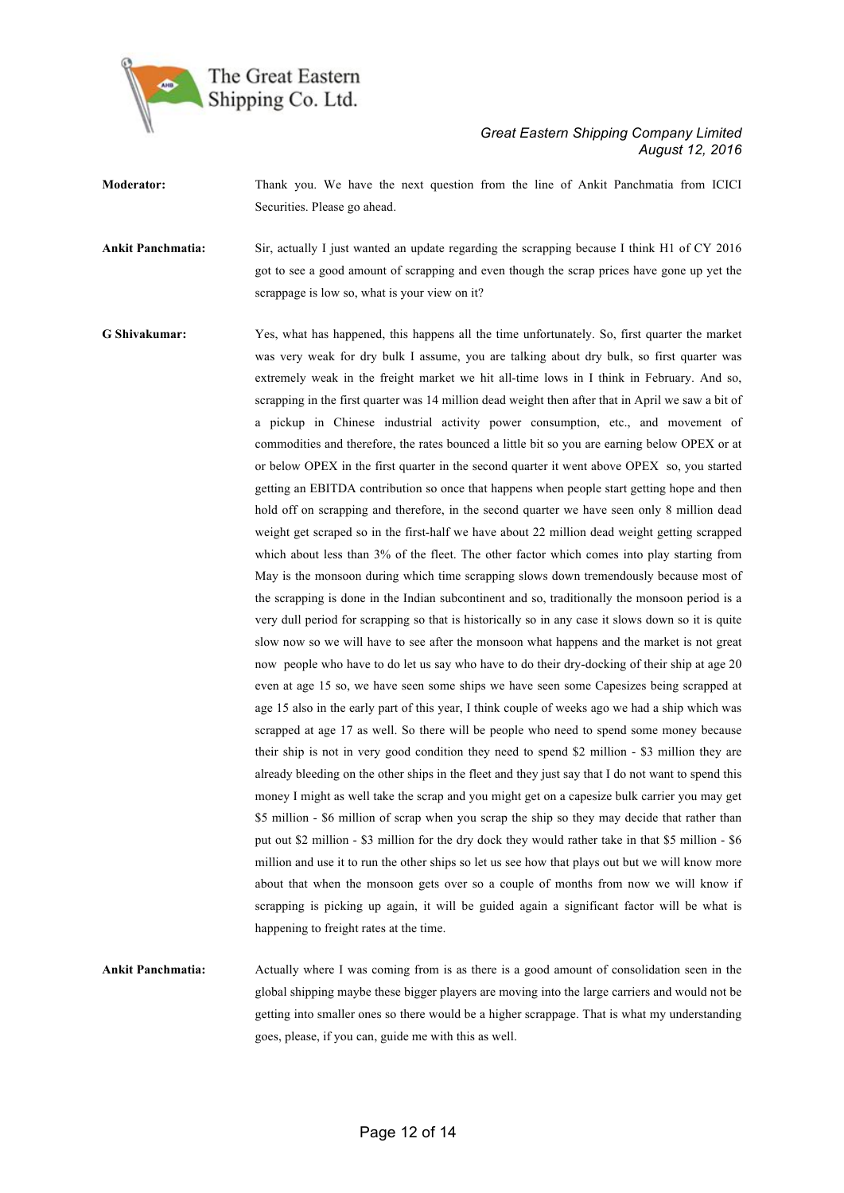**Moderator:** Thank you. We have the next question from the line of Ankit Panchmatia from ICICI Securities. Please go ahead.

**Ankit Panchmatia:** Sir, actually I just wanted an update regarding the scrapping because I think H1 of CY 2016 got to see a good amount of scrapping and even though the scrap prices have gone up yet the scrappage is low so, what is your view on it?

**G Shivakumar:** Yes, what has happened, this happens all the time unfortunately. So, first quarter the market was very weak for dry bulk I assume, you are talking about dry bulk, so first quarter was extremely weak in the freight market we hit all-time lows in I think in February. And so, scrapping in the first quarter was 14 million dead weight then after that in April we saw a bit of a pickup in Chinese industrial activity power consumption, etc., and movement of commodities and therefore, the rates bounced a little bit so you are earning below OPEX or at or below OPEX in the first quarter in the second quarter it went above OPEX so, you started getting an EBITDA contribution so once that happens when people start getting hope and then hold off on scrapping and therefore, in the second quarter we have seen only 8 million dead weight get scraped so in the first-half we have about 22 million dead weight getting scrapped which about less than 3% of the fleet. The other factor which comes into play starting from May is the monsoon during which time scrapping slows down tremendously because most of the scrapping is done in the Indian subcontinent and so, traditionally the monsoon period is a very dull period for scrapping so that is historically so in any case it slows down so it is quite slow now so we will have to see after the monsoon what happens and the market is not great now people who have to do let us say who have to do their dry-docking of their ship at age 20 even at age 15 so, we have seen some ships we have seen some Capesizes being scrapped at age 15 also in the early part of this year, I think couple of weeks ago we had a ship which was scrapped at age 17 as well. So there will be people who need to spend some money because their ship is not in very good condition they need to spend \$2 million - \$3 million they are already bleeding on the other ships in the fleet and they just say that I do not want to spend this money I might as well take the scrap and you might get on a capesize bulk carrier you may get \$5 million - \$6 million of scrap when you scrap the ship so they may decide that rather than put out \$2 million - \$3 million for the dry dock they would rather take in that \$5 million - \$6 million and use it to run the other ships so let us see how that plays out but we will know more about that when the monsoon gets over so a couple of months from now we will know if scrapping is picking up again, it will be guided again a significant factor will be what is happening to freight rates at the time.

**Ankit Panchmatia:** Actually where I was coming from is as there is a good amount of consolidation seen in the global shipping maybe these bigger players are moving into the large carriers and would not be getting into smaller ones so there would be a higher scrappage. That is what my understanding goes, please, if you can, guide me with this as well.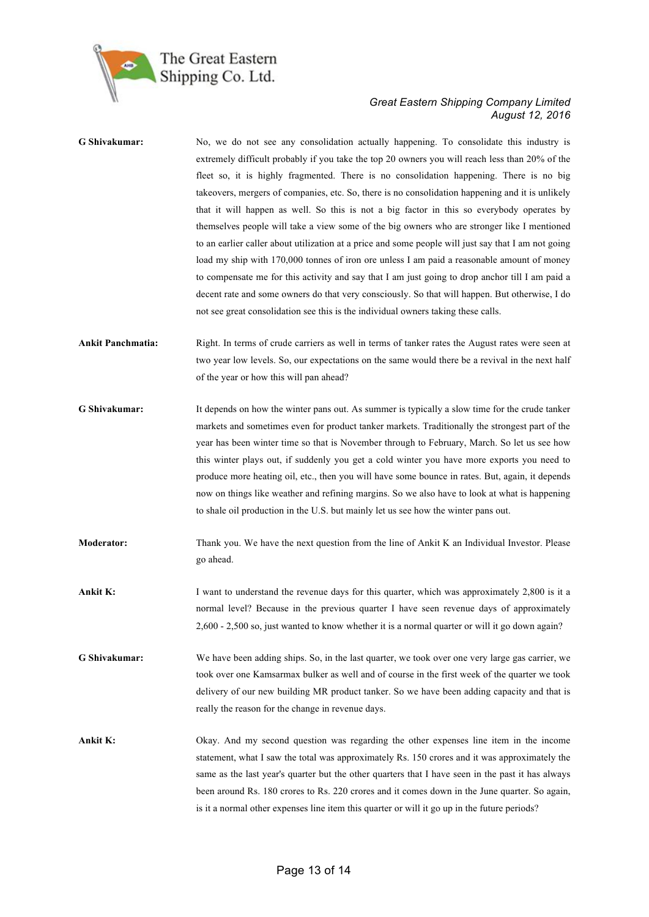**G Shivakumar:** No, we do not see any consolidation actually happening. To consolidate this industry is extremely difficult probably if you take the top 20 owners you will reach less than 20% of the fleet so, it is highly fragmented. There is no consolidation happening. There is no big takeovers, mergers of companies, etc. So, there is no consolidation happening and it is unlikely that it will happen as well. So this is not a big factor in this so everybody operates by themselves people will take a view some of the big owners who are stronger like I mentioned to an earlier caller about utilization at a price and some people will just say that I am not going load my ship with 170,000 tonnes of iron ore unless I am paid a reasonable amount of money to compensate me for this activity and say that I am just going to drop anchor till I am paid a decent rate and some owners do that very consciously. So that will happen. But otherwise, I do not see great consolidation see this is the individual owners taking these calls.

**Ankit Panchmatia:** Right. In terms of crude carriers as well in terms of tanker rates the August rates were seen at two year low levels. So, our expectations on the same would there be a revival in the next half of the year or how this will pan ahead?

**G Shivakumar:** It depends on how the winter pans out. As summer is typically a slow time for the crude tanker markets and sometimes even for product tanker markets. Traditionally the strongest part of the year has been winter time so that is November through to February, March. So let us see how this winter plays out, if suddenly you get a cold winter you have more exports you need to produce more heating oil, etc., then you will have some bounce in rates. But, again, it depends now on things like weather and refining margins. So we also have to look at what is happening to shale oil production in the U.S. but mainly let us see how the winter pans out.

**Moderator:** Thank you. We have the next question from the line of Ankit K an Individual Investor. Please go ahead.

**Ankit K:** I want to understand the revenue days for this quarter, which was approximately 2,800 is it a normal level? Because in the previous quarter I have seen revenue days of approximately 2,600 - 2,500 so, just wanted to know whether it is a normal quarter or will it go down again?

**G Shivakumar:** We have been adding ships. So, in the last quarter, we took over one very large gas carrier, we took over one Kamsarmax bulker as well and of course in the first week of the quarter we took delivery of our new building MR product tanker. So we have been adding capacity and that is really the reason for the change in revenue days.

**Ankit K:** Okay. And my second question was regarding the other expenses line item in the income statement, what I saw the total was approximately Rs. 150 crores and it was approximately the same as the last year's quarter but the other quarters that I have seen in the past it has always been around Rs. 180 crores to Rs. 220 crores and it comes down in the June quarter. So again, is it a normal other expenses line item this quarter or will it go up in the future periods?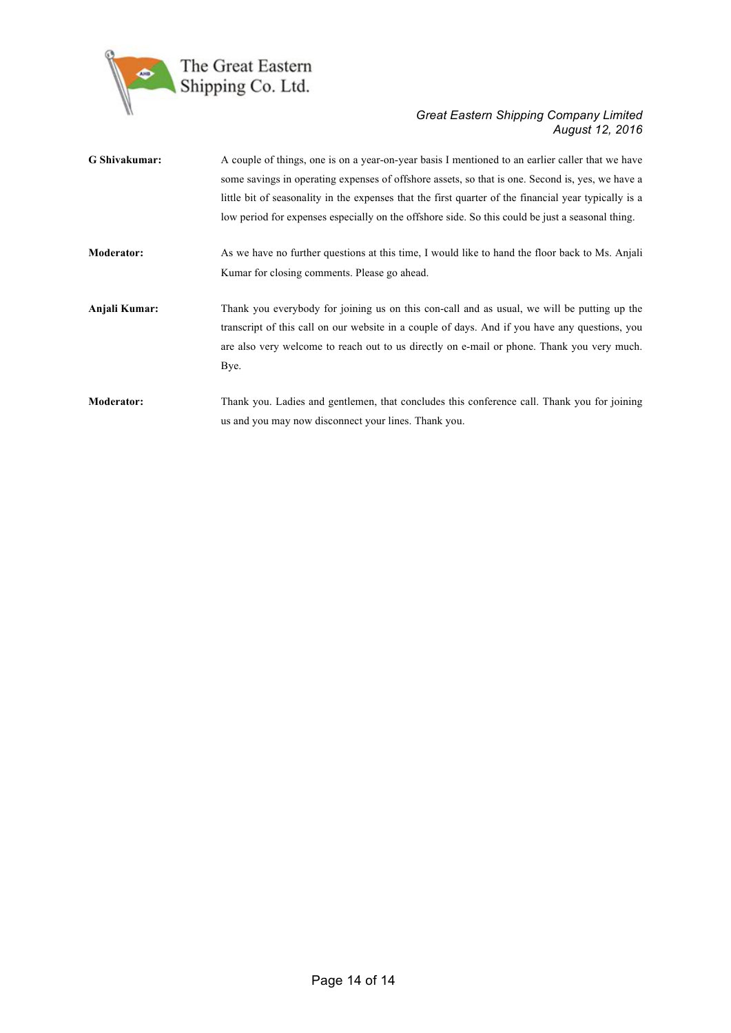**G Shivakumar:** A couple of things, one is on a year-on-year basis I mentioned to an earlier caller that we have some savings in operating expenses of offshore assets, so that is one. Second is, yes, we have a little bit of seasonality in the expenses that the first quarter of the financial year typically is a low period for expenses especially on the offshore side. So this could be just a seasonal thing.

**Moderator:** As we have no further questions at this time, I would like to hand the floor back to Ms. Anjali Kumar for closing comments. Please go ahead.

**Anjali Kumar:** Thank you everybody for joining us on this con-call and as usual, we will be putting up the transcript of this call on our website in a couple of days. And if you have any questions, you are also very welcome to reach out to us directly on e-mail or phone. Thank you very much. Bye.

**Moderator:** Thank you. Ladies and gentlemen, that concludes this conference call. Thank you for joining us and you may now disconnect your lines. Thank you.